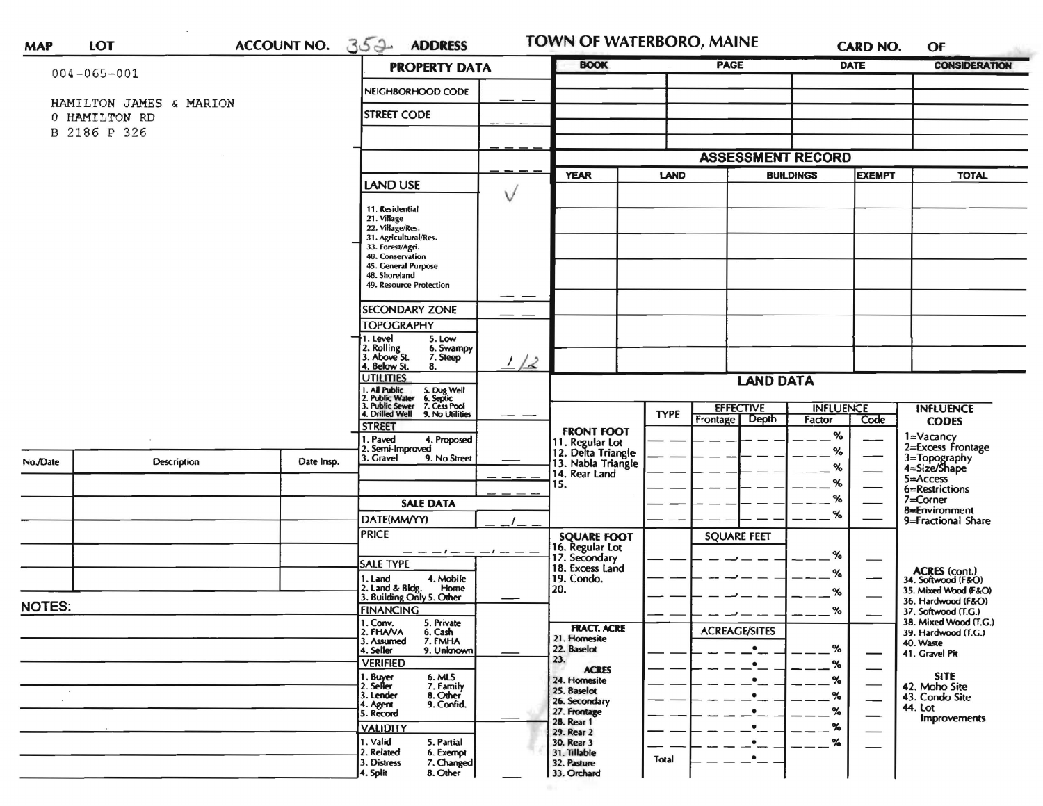**MAP** | **LOT** | **ACCOUNT NO.** 352 | **ADDRESS** | **TOWN OF WATERBORO, MAINE** | **CARD NO.** | **OF**

004-065-001

HAMILTON JAMES & MARION
0 HAMILTON RD
B 2186 P 326

| No./Date | Description | Date Insp. |
|---|---|---|
| | | |
| | | |
| | | |
| | | |
| | | |
| | | |

**NOTES:**

## PROPERTY DATA

| | |
|---|---|
| NEIGHBORHOOD CODE | |
| STREET CODE | |
| | |
| | |
| **LAND USE**<br>11. Residential<br>21. Village<br>22. Village/Res.<br>31. Agricultural/Res.<br>33. Forest/Agri.<br>40. Conservation<br>45. General Purpose<br>48. Shoreland<br>49. Resource Protection | ✓ |
| SECONDARY ZONE | |
| **TOPOGRAPHY**<br>1. Level 5. Low<br>2. Rolling 6. Swampy<br>3. Above St. 7. Steep<br>4. Below St. 8. | 1/2 |
| **UTILITIES**<br>1. All Public 5. Dug Well<br>2. Public Water 6. Septic<br>3. Public Sewer 7. Cess Pool<br>4. Drilled Well 9. No Utilities | |
| **STREET**<br>1. Paved 4. Proposed<br>2. Semi-Improved<br>3. Gravel 9. No Street | |
| | |

## SALE DATA

| | |
|---|---|
| DATE(MM/YY) | |
| PRICE | |
| **SALE TYPE**<br>1. Land 4. Mobile Home<br>2. Land & Bldg.<br>3. Building Only 5. Other | |
| **FINANCING**<br>1. Conv. 5. Private<br>2. FHA/VA 6. Cash<br>3. Assumed 7. FMHA<br>4. Seller 9. Unknown | |
| **VERIFIED**<br>1. Buyer 6. MLS<br>2. Seller 7. Family<br>3. Lender 8. Other<br>4. Agent 9. Confid.<br>5. Record | |
| **VALIDITY**<br>1. Valid 5. Partial<br>2. Related 6. Exempt<br>3. Distress 7. Changed<br>4. Split 8. Other | |

| BOOK | PAGE | DATE | CONSIDERATION |
|---|---|---|---|
| | | | |
| | | | |
| | | | |
| | | | |
| | | | |

## ASSESSMENT RECORD

| YEAR | LAND | BUILDINGS | EXEMPT | TOTAL |
|---|---|---|---|---|
| | | | | |
| | | | | |
| | | | | |
| | | | | |
| | | | | |
| | | | | |

## LAND DATA

| | TYPE | EFFECTIVE Frontage | EFFECTIVE Depth | INFLUENCE Factor | INFLUENCE Code | INFLUENCE CODES |
|---|---|---|---|---|---|---|
| **FRONT FOOT**<br>11. Regular Lot<br>12. Delta Triangle<br>13. Nabla Triangle<br>14. Rear Land<br>15. | | | | % | | 1=Vacancy<br>2=Excess Frontage<br>3=Topography<br>4=Size/Shape<br>5=Access<br>6=Restrictions<br>7=Corner<br>8=Environment<br>9=Fractional Share |
| **SQUARE FOOT**<br>16. Regular Lot<br>17. Secondary<br>18. Excess Land<br>19. Condo.<br>20. | | SQUARE FEET | | % | | **ACRES (cont.)**<br>34. Softwood (F&O)<br>35. Mixed Wood (F&O)<br>36. Hardwood (F&O)<br>37. Softwood (T.G.)<br>38. Mixed Wood (T.G.)<br>39. Hardwood (T.G.)<br>40. Waste<br>41. Gravel Pit |
| **FRACT. ACRE**<br>21. Homesite<br>22. Baselot<br>23.<br>**ACRES**<br>24. Homesite<br>25. Baselot<br>26. Secondary<br>27. Frontage<br>28. Rear 1<br>29. Rear 2<br>30. Rear 3<br>31. Tillable<br>32. Pasture<br>33. Orchard | Total | ACREAGE/SITES | | % | | **SITE**<br>42. Moho Site<br>43. Condo Site<br>44. Lot Improvements |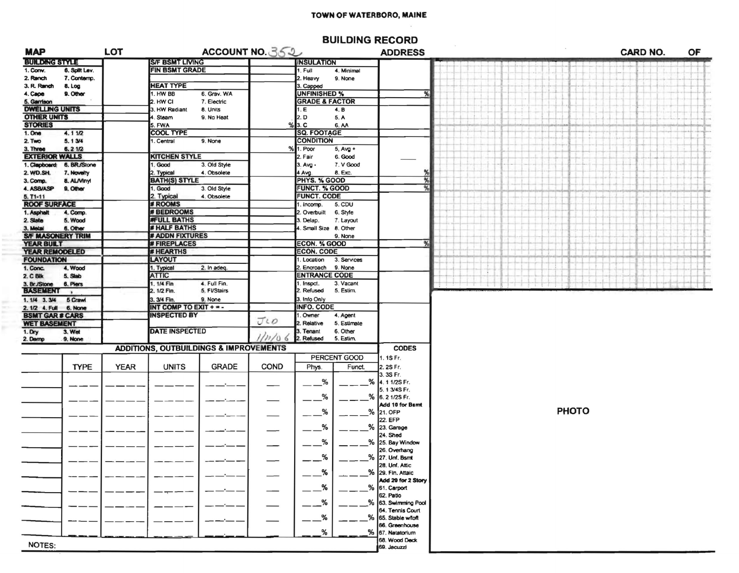TOWN OF WATERBORO, MAINE

# BUILDING RECORD

MAP | LOT | ACCOUNT NO. 352 | ADDRESS | CARD NO. | OF

| | | | | | |
|---|---|---|---|---|---|
| **BUILDING STYLE** 1. Conv. 6. Split Lev. 2. Ranch 7. Contemp. 3. R. Ranch 8. Log 4. Cape 9. Other 5. Garrison | | **S/F BSMT LIVING** | | **INSULATION** 1. Full 4. Minimal 2. Heavy 9. None 3. Capped | |
| **DWELLING UNITS** | | **FIN BSMT GRADE** | | **UNFINISHED %** | % |
| **OTHER UNITS** | | **HEAT TYPE** 1. HW BB 6. Grav. WA 2. HW CI 7. Electric 3. HW Radiant 8. Units 4. Steam 9. No Heat 5. FWA | % | **GRADE & FACTOR** 1. E 4. B 2. D 5. A 3. C 6. AA | |
| **STORIES** 1. One 4. 1 1/2 2. Two 5. 1 3/4 3. Three 6. 2 1/2 | | **COOL TYPE** 1. Central 9. None | % | **SQ. FOOTAGE** | |
| **EXTERIOR WALLS** 1. Clapboard 6. BR/Stone 2. WD.SH. 7. Novelty 3. Comp. 8. AL/Vinyl 4. ASB/ASP 9. Other 5. T1-11 | | **KITCHEN STYLE** 1. Good 3. Old Style 2. Typical 4. Obsolete | | **CONDITION** 1. Poor 5. Avg + 2. Fair 6. Good 3. Avg - 7. V Good 4 Avg. 8. Exc. | |
| | | **BATH(S) STYLE** 1. Good 3. Old Style 2. Typical 4. Obsolete | | **PHYS. % GOOD** | % |
| | | | | **FUNCT. % GOOD** | % |
| **ROOF SURFACE** 1. Asphalt 4. Comp. 2. Slate 5. Wood 3. Metal 6. Other | | **# ROOMS** | | **FUNCT. CODE** 1. Incomp. 5. CDU 2. Overbuilt 6. Style 3. Delap. 7. Layout 4. Small Size 8. Other 9. None | |
| | | **# BEDROOMS** | | | |
| | | **#FULL BATHS** | | | |
| | | **# HALF BATHS** | | | |
| **S/F MASONERY TRIM** | | **# ADDN FIXTURES** | | | |
| **YEAR BUILT** | | **# FIREPLACES** | | **ECON. % GOOD** | % |
| **YEAR REMODELED** | | **# HEARTHS** | | **ECON. CODE** 1. Location 3. Services 2. Encroach 9. None | |
| **FOUNDATION** 1. Conc. 4. Wood 2. C Blk 5. Slab 3. Br./Stone 6. Piers | | **LAYOUT** 1. Typical 2. In adeq. | | | |
| | | **ATTIC** 1. 1/4 Fin 4. Full Fin. 2. 1/2 Fin. 5. Fl/Stairs 3. 3/4 Fin. 9. None | | **ENTRANCE CODE** 1. Inspct. 3. Vacant 2. Refused 5. Estim. 3. Info Only | |
| **BASEMENT** 1. 1/4 3. 3/4 5 Crawl 2. 1/2 4. Full 6. None | | **INT COMP TO EXIT + = -** | | **INFO. CODE** 1. Owner 4. Agent 2. Relative 5. Estimate 3. Tenant 6. Other 2. Refused 5. Estim. | |
| **BSMT GAR # CARS** | | **INSPECTED BY** | JLO | | |
| **WET BASEMENT** 1. Dry 3. Wet 2. Damp 9. None | | **DATE INSPECTED** | 1/11/06 | | |

## ADDITIONS, OUTBUILDINGS & IMPROVEMENTS

| | TYPE | YEAR | UNITS | GRADE | COND | PERCENT GOOD Phys. | PERCENT GOOD Funct. |
|---|---|---|---|---|---|---|---|
| | | | | | | % | % |
| | | | | | | % | % |
| | | | | | | % | % |
| | | | | | | % | % |
| | | | | | | % | % |
| | | | | | | % | % |
| | | | | | | % | % |
| | | | | | | % | % |
| | | | | | | % | % |
| | | | | | | % | % |
| | | | | | | % | % |

NOTES:

**CODES**
1. 1S Fr.
2. 2S Fr.
3. 3S Fr.
4. 1 1/2S Fr.
5. 1 3/4S Fr.
6. 2 1/2S Fr.
Add 10 for Bsmt
21. OFP
22. EFP
23. Garage
24. Shed
25. Bay Window
26. Overhang
27. Unf. Bsmt
28. Unf. Attic
29. Fin. Attaic
Add 20 for 2 Story
61. Carport
62. Patio
63. Swimming Pool
64. Tennis Court
65. Stable w/loft
66. Greenhouse
67. Natatorium
68. Wood Deck
69. Jacuzzi

PHOTO